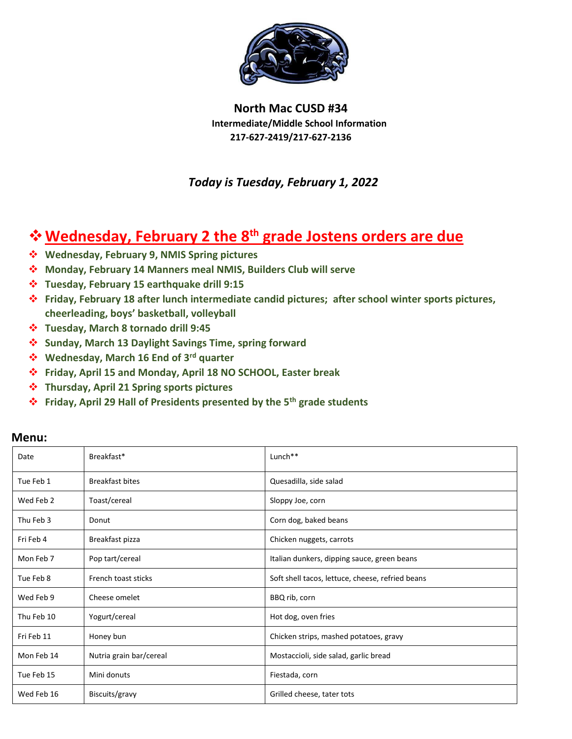# North Mac CUSD #34

**Intermediate/Middle School Information**
**217-627-2419/217-627-2136**

***Today is Tuesday, February 1, 2022***

- **Wednesday, February 2 the 8th grade Jostens orders are due**
- **Wednesday, February 9, NMIS Spring pictures**
- **Monday, February 14 Manners meal NMIS, Builders Club will serve**
- **Tuesday, February 15 earthquake drill 9:15**
- **Friday, February 18 after lunch intermediate candid pictures; after school winter sports pictures, cheerleading, boys' basketball, volleyball**
- **Tuesday, March 8 tornado drill 9:45**
- **Sunday, March 13 Daylight Savings Time, spring forward**
- **Wednesday, March 16 End of 3rd quarter**
- **Friday, April 15 and Monday, April 18 NO SCHOOL, Easter break**
- **Thursday, April 21 Spring sports pictures**
- **Friday, April 29 Hall of Presidents presented by the 5th grade students**

## Menu:

| Date | Breakfast* | Lunch** |
|---|---|---|
| Tue Feb 1 | Breakfast bites | Quesadilla, side salad |
| Wed Feb 2 | Toast/cereal | Sloppy Joe, corn |
| Thu Feb 3 | Donut | Corn dog, baked beans |
| Fri Feb 4 | Breakfast pizza | Chicken nuggets, carrots |
| Mon Feb 7 | Pop tart/cereal | Italian dunkers, dipping sauce, green beans |
| Tue Feb 8 | French toast sticks | Soft shell tacos, lettuce, cheese, refried beans |
| Wed Feb 9 | Cheese omelet | BBQ rib, corn |
| Thu Feb 10 | Yogurt/cereal | Hot dog, oven fries |
| Fri Feb 11 | Honey bun | Chicken strips, mashed potatoes, gravy |
| Mon Feb 14 | Nutria grain bar/cereal | Mostaccioli, side salad, garlic bread |
| Tue Feb 15 | Mini donuts | Fiestada, corn |
| Wed Feb 16 | Biscuits/gravy | Grilled cheese, tater tots |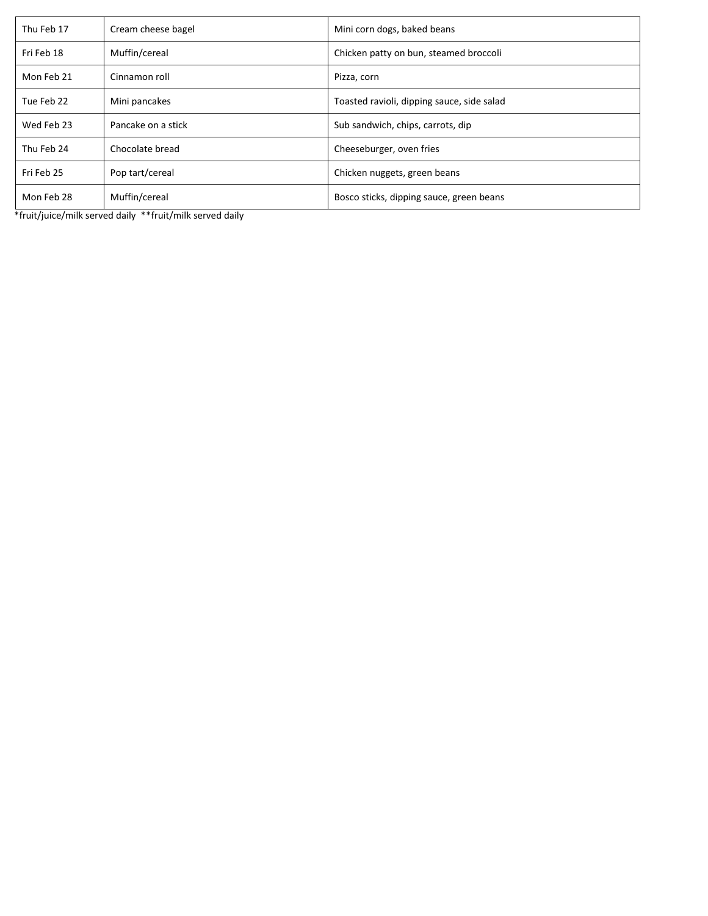| | | |
|---|---|---|
| Thu Feb 17 | Cream cheese bagel | Mini corn dogs, baked beans |
| Fri Feb 18 | Muffin/cereal | Chicken patty on bun, steamed broccoli |
| Mon Feb 21 | Cinnamon roll | Pizza, corn |
| Tue Feb 22 | Mini pancakes | Toasted ravioli, dipping sauce, side salad |
| Wed Feb 23 | Pancake on a stick | Sub sandwich, chips, carrots, dip |
| Thu Feb 24 | Chocolate bread | Cheeseburger, oven fries |
| Fri Feb 25 | Pop tart/cereal | Chicken nuggets, green beans |
| Mon Feb 28 | Muffin/cereal | Bosco sticks, dipping sauce, green beans |

*fruit/juice/milk served daily  **fruit/milk served daily